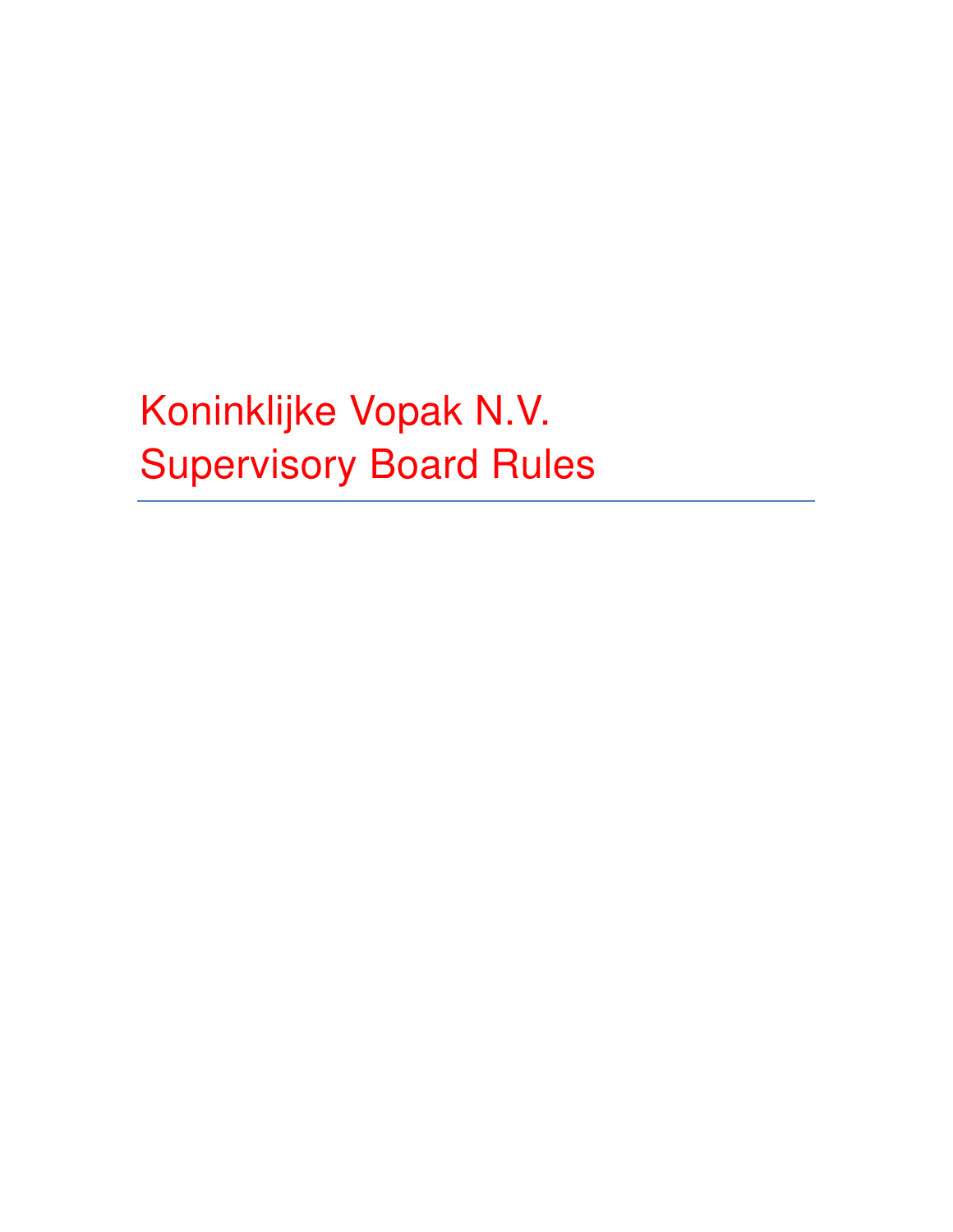# Koninklijke Vopak N.V.
# Supervisory Board Rules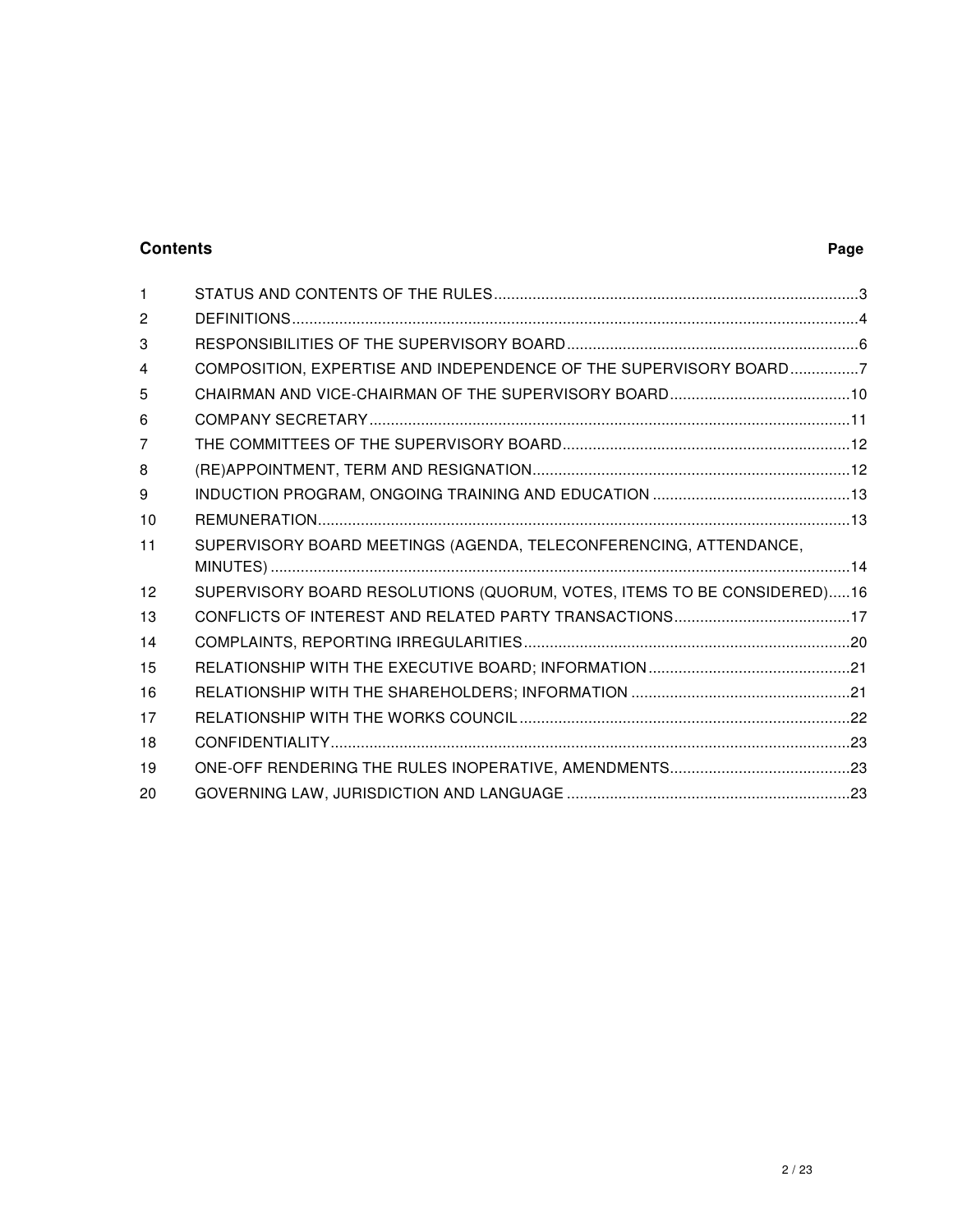## Contents

| | | Page |
|---|---|---|
| 1 | STATUS AND CONTENTS OF THE RULES | 3 |
| 2 | DEFINITIONS | 4 |
| 3 | RESPONSIBILITIES OF THE SUPERVISORY BOARD | 6 |
| 4 | COMPOSITION, EXPERTISE AND INDEPENDENCE OF THE SUPERVISORY BOARD | 7 |
| 5 | CHAIRMAN AND VICE-CHAIRMAN OF THE SUPERVISORY BOARD | 10 |
| 6 | COMPANY SECRETARY | 11 |
| 7 | THE COMMITTEES OF THE SUPERVISORY BOARD | 12 |
| 8 | (RE)APPOINTMENT, TERM AND RESIGNATION | 12 |
| 9 | INDUCTION PROGRAM, ONGOING TRAINING AND EDUCATION | 13 |
| 10 | REMUNERATION | 13 |
| 11 | SUPERVISORY BOARD MEETINGS (AGENDA, TELECONFERENCING, ATTENDANCE, MINUTES) | 14 |
| 12 | SUPERVISORY BOARD RESOLUTIONS (QUORUM, VOTES, ITEMS TO BE CONSIDERED) | 16 |
| 13 | CONFLICTS OF INTEREST AND RELATED PARTY TRANSACTIONS | 17 |
| 14 | COMPLAINTS, REPORTING IRREGULARITIES | 20 |
| 15 | RELATIONSHIP WITH THE EXECUTIVE BOARD; INFORMATION | 21 |
| 16 | RELATIONSHIP WITH THE SHAREHOLDERS; INFORMATION | 21 |
| 17 | RELATIONSHIP WITH THE WORKS COUNCIL | 22 |
| 18 | CONFIDENTIALITY | 23 |
| 19 | ONE-OFF RENDERING THE RULES INOPERATIVE, AMENDMENTS | 23 |
| 20 | GOVERNING LAW, JURISDICTION AND LANGUAGE | 23 |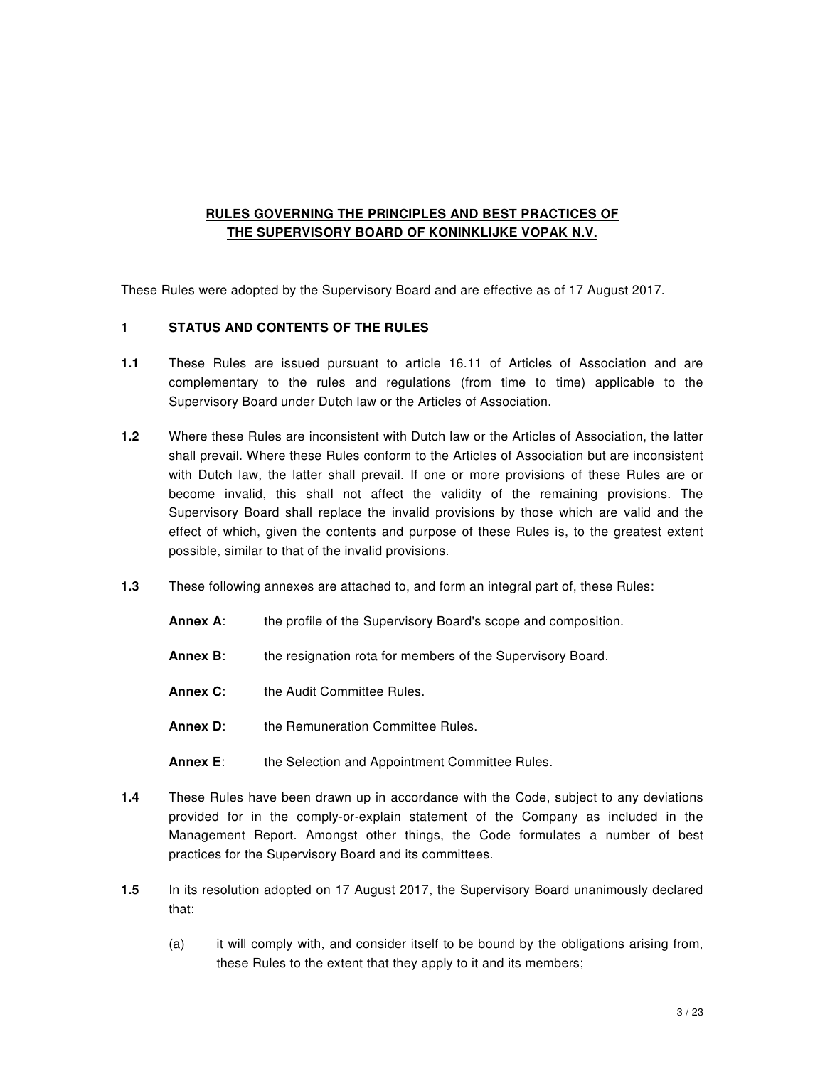**RULES GOVERNING THE PRINCIPLES AND BEST PRACTICES OF THE SUPERVISORY BOARD OF KONINKLIJKE VOPAK N.V.**

These Rules were adopted by the Supervisory Board and are effective as of 17 August 2017.

## 1 STATUS AND CONTENTS OF THE RULES

**1.1** These Rules are issued pursuant to article 16.11 of Articles of Association and are complementary to the rules and regulations (from time to time) applicable to the Supervisory Board under Dutch law or the Articles of Association.

**1.2** Where these Rules are inconsistent with Dutch law or the Articles of Association, the latter shall prevail. Where these Rules conform to the Articles of Association but are inconsistent with Dutch law, the latter shall prevail. If one or more provisions of these Rules are or become invalid, this shall not affect the validity of the remaining provisions. The Supervisory Board shall replace the invalid provisions by those which are valid and the effect of which, given the contents and purpose of these Rules is, to the greatest extent possible, similar to that of the invalid provisions.

**1.3** These following annexes are attached to, and form an integral part of, these Rules:

**Annex A**: the profile of the Supervisory Board's scope and composition.

**Annex B**: the resignation rota for members of the Supervisory Board.

**Annex C**: the Audit Committee Rules.

**Annex D**: the Remuneration Committee Rules.

**Annex E**: the Selection and Appointment Committee Rules.

**1.4** These Rules have been drawn up in accordance with the Code, subject to any deviations provided for in the comply-or-explain statement of the Company as included in the Management Report. Amongst other things, the Code formulates a number of best practices for the Supervisory Board and its committees.

**1.5** In its resolution adopted on 17 August 2017, the Supervisory Board unanimously declared that:

(a) it will comply with, and consider itself to be bound by the obligations arising from, these Rules to the extent that they apply to it and its members;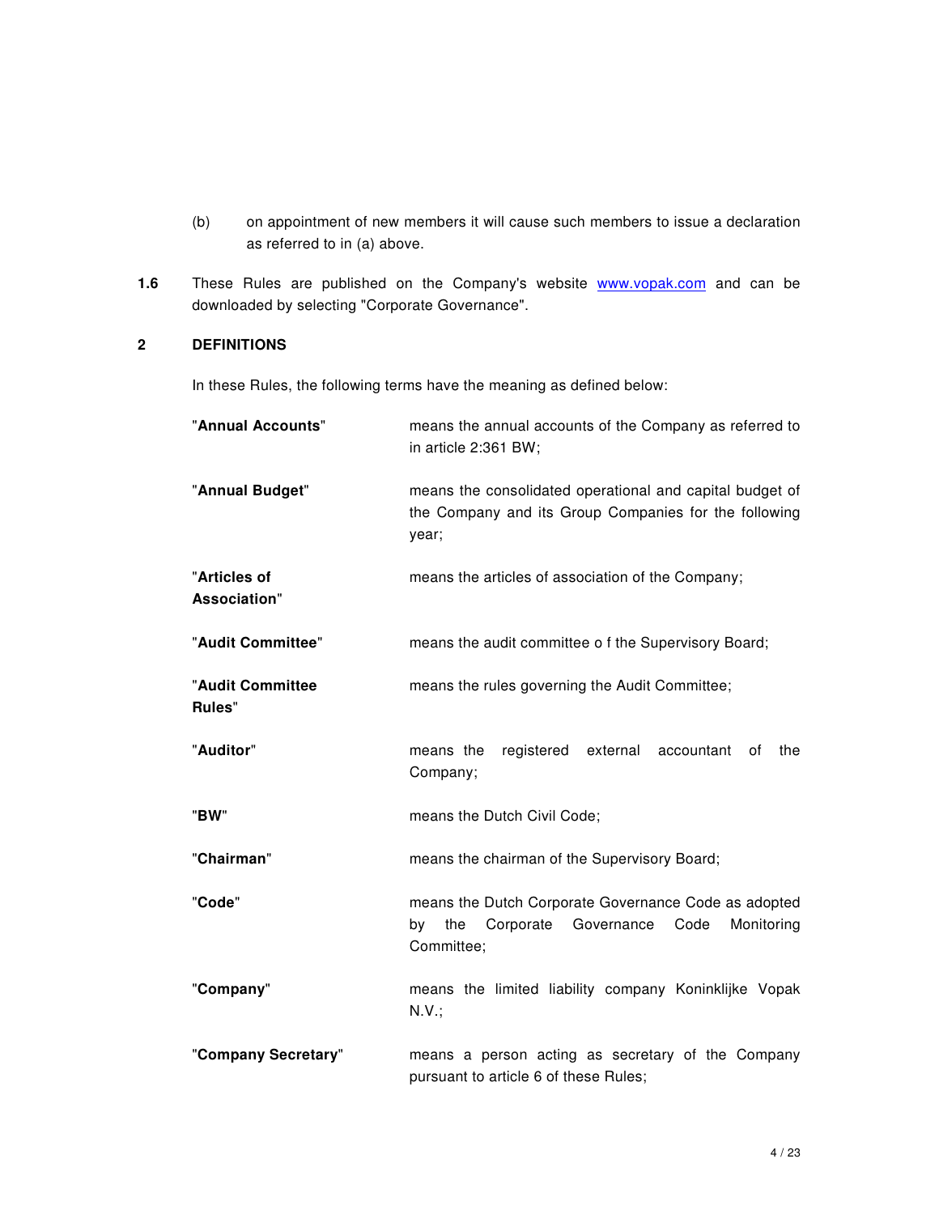(b) on appointment of new members it will cause such members to issue a declaration as referred to in (a) above.

**1.6** These Rules are published on the Company's website [www.vopak.com](http://www.vopak.com) and can be downloaded by selecting "Corporate Governance".

## 2 DEFINITIONS

In these Rules, the following terms have the meaning as defined below:

| | |
|---|---|
| "**Annual Accounts**" | means the annual accounts of the Company as referred to in article 2:361 BW; |
| "**Annual Budget**" | means the consolidated operational and capital budget of the Company and its Group Companies for the following year; |
| "**Articles of Association**" | means the articles of association of the Company; |
| "**Audit Committee**" | means the audit committee o f the Supervisory Board; |
| "**Audit Committee Rules**" | means the rules governing the Audit Committee; |
| "**Auditor**" | means the registered external accountant of the Company; |
| "**BW**" | means the Dutch Civil Code; |
| "**Chairman**" | means the chairman of the Supervisory Board; |
| "**Code**" | means the Dutch Corporate Governance Code as adopted by the Corporate Governance Code Monitoring Committee; |
| "**Company**" | means the limited liability company Koninklijke Vopak N.V.; |
| "**Company Secretary**" | means a person acting as secretary of the Company pursuant to article 6 of these Rules; |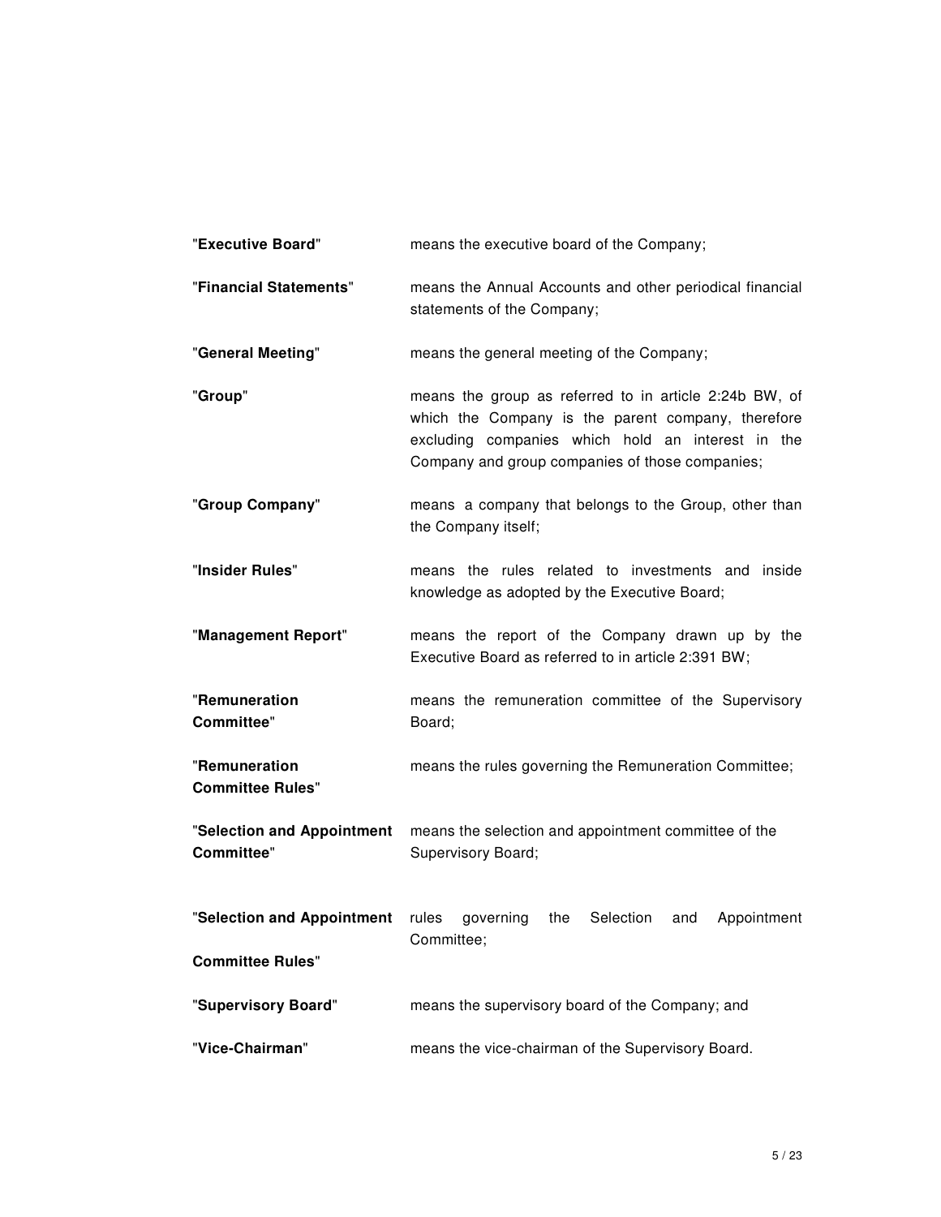| | |
|---|---|
| "**Executive Board**" | means the executive board of the Company; |
| "**Financial Statements**" | means the Annual Accounts and other periodical financial statements of the Company; |
| "**General Meeting**" | means the general meeting of the Company; |
| "**Group**" | means the group as referred to in article 2:24b BW, of which the Company is the parent company, therefore excluding companies which hold an interest in the Company and group companies of those companies; |
| "**Group Company**" | means a company that belongs to the Group, other than the Company itself; |
| "**Insider Rules**" | means the rules related to investments and inside knowledge as adopted by the Executive Board; |
| "**Management Report**" | means the report of the Company drawn up by the Executive Board as referred to in article 2:391 BW; |
| "**Remuneration Committee**" | means the remuneration committee of the Supervisory Board; |
| "**Remuneration Committee Rules**" | means the rules governing the Remuneration Committee; |
| "**Selection and Appointment Committee**" | means the selection and appointment committee of the Supervisory Board; |
| "**Selection and Appointment Committee Rules**" | rules governing the Selection and Appointment Committee; |
| "**Supervisory Board**" | means the supervisory board of the Company; and |
| "**Vice-Chairman**" | means the vice-chairman of the Supervisory Board. |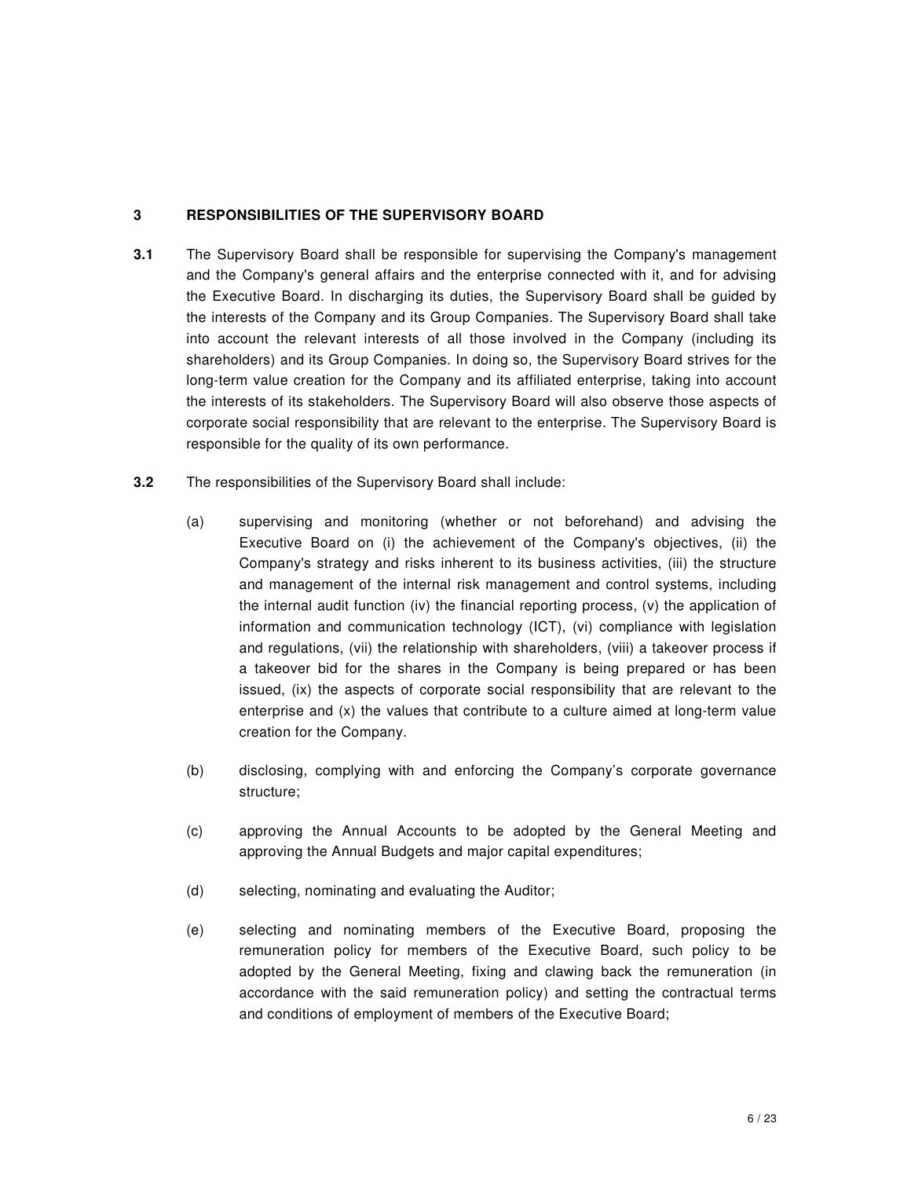## 3 RESPONSIBILITIES OF THE SUPERVISORY BOARD

**3.1** The Supervisory Board shall be responsible for supervising the Company's management and the Company's general affairs and the enterprise connected with it, and for advising the Executive Board. In discharging its duties, the Supervisory Board shall be guided by the interests of the Company and its Group Companies. The Supervisory Board shall take into account the relevant interests of all those involved in the Company (including its shareholders) and its Group Companies. In doing so, the Supervisory Board strives for the long-term value creation for the Company and its affiliated enterprise, taking into account the interests of its stakeholders. The Supervisory Board will also observe those aspects of corporate social responsibility that are relevant to the enterprise. The Supervisory Board is responsible for the quality of its own performance.

**3.2** The responsibilities of the Supervisory Board shall include:

(a) supervising and monitoring (whether or not beforehand) and advising the Executive Board on (i) the achievement of the Company's objectives, (ii) the Company's strategy and risks inherent to its business activities, (iii) the structure and management of the internal risk management and control systems, including the internal audit function (iv) the financial reporting process, (v) the application of information and communication technology (ICT), (vi) compliance with legislation and regulations, (vii) the relationship with shareholders, (viii) a takeover process if a takeover bid for the shares in the Company is being prepared or has been issued, (ix) the aspects of corporate social responsibility that are relevant to the enterprise and (x) the values that contribute to a culture aimed at long-term value creation for the Company.

(b) disclosing, complying with and enforcing the Company's corporate governance structure;

(c) approving the Annual Accounts to be adopted by the General Meeting and approving the Annual Budgets and major capital expenditures;

(d) selecting, nominating and evaluating the Auditor;

(e) selecting and nominating members of the Executive Board, proposing the remuneration policy for members of the Executive Board, such policy to be adopted by the General Meeting, fixing and clawing back the remuneration (in accordance with the said remuneration policy) and setting the contractual terms and conditions of employment of members of the Executive Board;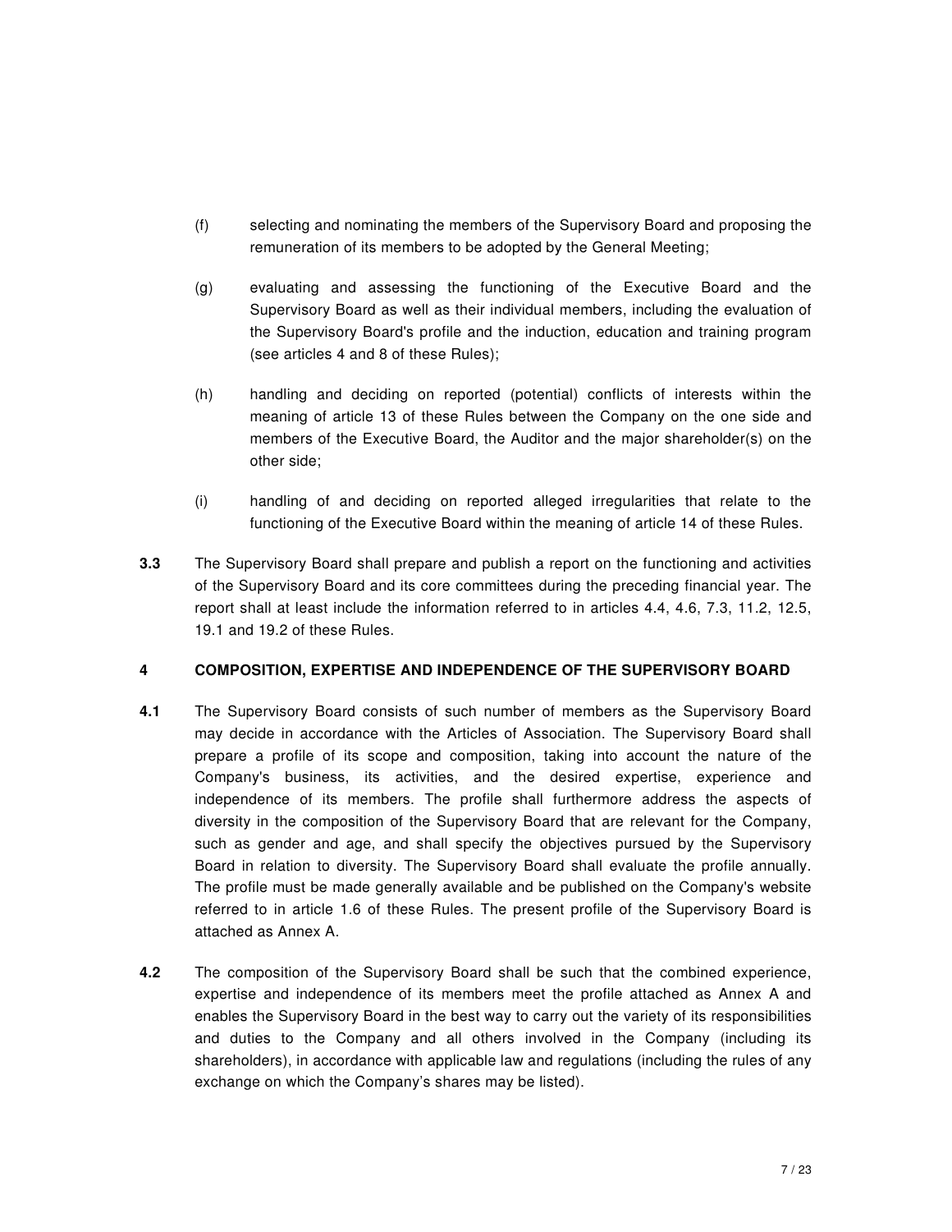(f) selecting and nominating the members of the Supervisory Board and proposing the remuneration of its members to be adopted by the General Meeting;

(g) evaluating and assessing the functioning of the Executive Board and the Supervisory Board as well as their individual members, including the evaluation of the Supervisory Board's profile and the induction, education and training program (see articles 4 and 8 of these Rules);

(h) handling and deciding on reported (potential) conflicts of interests within the meaning of article 13 of these Rules between the Company on the one side and members of the Executive Board, the Auditor and the major shareholder(s) on the other side;

(i) handling of and deciding on reported alleged irregularities that relate to the functioning of the Executive Board within the meaning of article 14 of these Rules.

**3.3** The Supervisory Board shall prepare and publish a report on the functioning and activities of the Supervisory Board and its core committees during the preceding financial year. The report shall at least include the information referred to in articles 4.4, 4.6, 7.3, 11.2, 12.5, 19.1 and 19.2 of these Rules.

## 4 COMPOSITION, EXPERTISE AND INDEPENDENCE OF THE SUPERVISORY BOARD

**4.1** The Supervisory Board consists of such number of members as the Supervisory Board may decide in accordance with the Articles of Association. The Supervisory Board shall prepare a profile of its scope and composition, taking into account the nature of the Company's business, its activities, and the desired expertise, experience and independence of its members. The profile shall furthermore address the aspects of diversity in the composition of the Supervisory Board that are relevant for the Company, such as gender and age, and shall specify the objectives pursued by the Supervisory Board in relation to diversity. The Supervisory Board shall evaluate the profile annually. The profile must be made generally available and be published on the Company's website referred to in article 1.6 of these Rules. The present profile of the Supervisory Board is attached as Annex A.

**4.2** The composition of the Supervisory Board shall be such that the combined experience, expertise and independence of its members meet the profile attached as Annex A and enables the Supervisory Board in the best way to carry out the variety of its responsibilities and duties to the Company and all others involved in the Company (including its shareholders), in accordance with applicable law and regulations (including the rules of any exchange on which the Company's shares may be listed).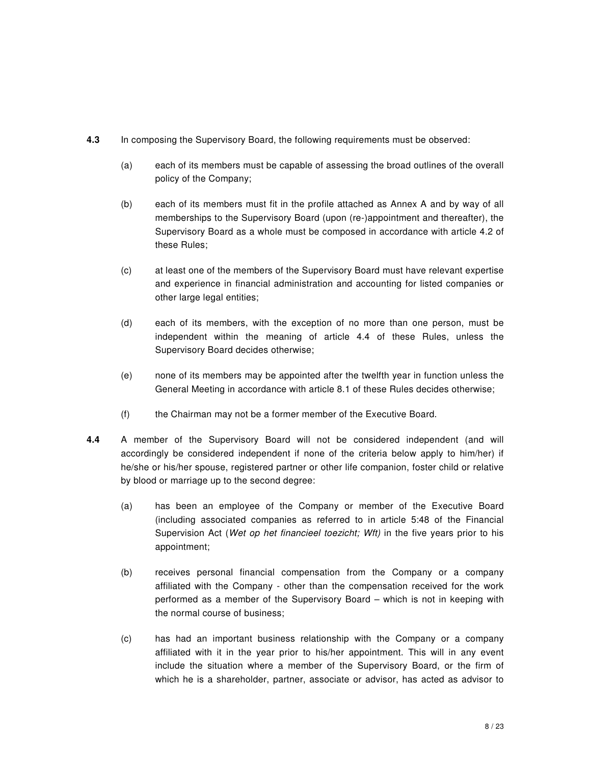**4.3** In composing the Supervisory Board, the following requirements must be observed:

(a) each of its members must be capable of assessing the broad outlines of the overall policy of the Company;

(b) each of its members must fit in the profile attached as Annex A and by way of all memberships to the Supervisory Board (upon (re-)appointment and thereafter), the Supervisory Board as a whole must be composed in accordance with article 4.2 of these Rules;

(c) at least one of the members of the Supervisory Board must have relevant expertise and experience in financial administration and accounting for listed companies or other large legal entities;

(d) each of its members, with the exception of no more than one person, must be independent within the meaning of article 4.4 of these Rules, unless the Supervisory Board decides otherwise;

(e) none of its members may be appointed after the twelfth year in function unless the General Meeting in accordance with article 8.1 of these Rules decides otherwise;

(f) the Chairman may not be a former member of the Executive Board.

**4.4** A member of the Supervisory Board will not be considered independent (and will accordingly be considered independent if none of the criteria below apply to him/her) if he/she or his/her spouse, registered partner or other life companion, foster child or relative by blood or marriage up to the second degree:

(a) has been an employee of the Company or member of the Executive Board (including associated companies as referred to in article 5:48 of the Financial Supervision Act (*Wet op het financieel toezicht; Wft)* in the five years prior to his appointment;

(b) receives personal financial compensation from the Company or a company affiliated with the Company - other than the compensation received for the work performed as a member of the Supervisory Board – which is not in keeping with the normal course of business;

(c) has had an important business relationship with the Company or a company affiliated with it in the year prior to his/her appointment. This will in any event include the situation where a member of the Supervisory Board, or the firm of which he is a shareholder, partner, associate or advisor, has acted as advisor to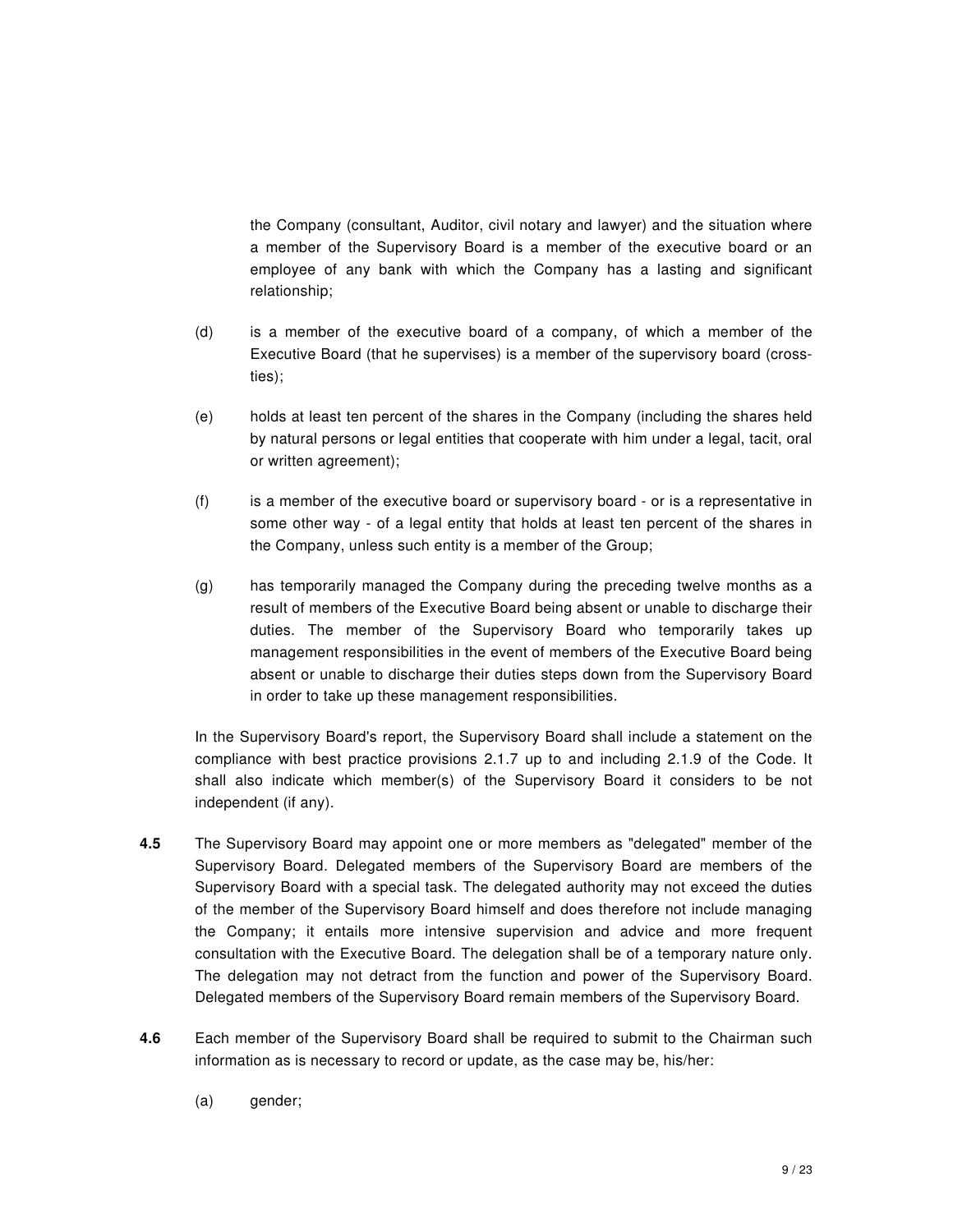the Company (consultant, Auditor, civil notary and lawyer) and the situation where a member of the Supervisory Board is a member of the executive board or an employee of any bank with which the Company has a lasting and significant relationship;

(d) is a member of the executive board of a company, of which a member of the Executive Board (that he supervises) is a member of the supervisory board (cross-ties);

(e) holds at least ten percent of the shares in the Company (including the shares held by natural persons or legal entities that cooperate with him under a legal, tacit, oral or written agreement);

(f) is a member of the executive board or supervisory board - or is a representative in some other way - of a legal entity that holds at least ten percent of the shares in the Company, unless such entity is a member of the Group;

(g) has temporarily managed the Company during the preceding twelve months as a result of members of the Executive Board being absent or unable to discharge their duties. The member of the Supervisory Board who temporarily takes up management responsibilities in the event of members of the Executive Board being absent or unable to discharge their duties steps down from the Supervisory Board in order to take up these management responsibilities.

In the Supervisory Board's report, the Supervisory Board shall include a statement on the compliance with best practice provisions 2.1.7 up to and including 2.1.9 of the Code. It shall also indicate which member(s) of the Supervisory Board it considers to be not independent (if any).

**4.5** The Supervisory Board may appoint one or more members as "delegated" member of the Supervisory Board. Delegated members of the Supervisory Board are members of the Supervisory Board with a special task. The delegated authority may not exceed the duties of the member of the Supervisory Board himself and does therefore not include managing the Company; it entails more intensive supervision and advice and more frequent consultation with the Executive Board. The delegation shall be of a temporary nature only. The delegation may not detract from the function and power of the Supervisory Board. Delegated members of the Supervisory Board remain members of the Supervisory Board.

**4.6** Each member of the Supervisory Board shall be required to submit to the Chairman such information as is necessary to record or update, as the case may be, his/her:

(a) gender;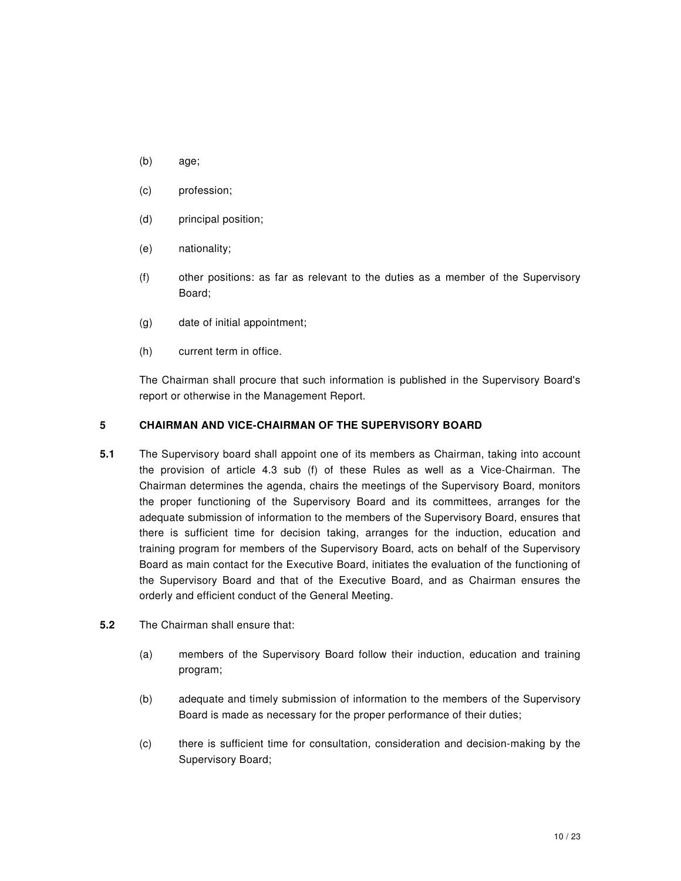(b) age;

(c) profession;

(d) principal position;

(e) nationality;

(f) other positions: as far as relevant to the duties as a member of the Supervisory Board;

(g) date of initial appointment;

(h) current term in office.

The Chairman shall procure that such information is published in the Supervisory Board's report or otherwise in the Management Report.

## 5 CHAIRMAN AND VICE-CHAIRMAN OF THE SUPERVISORY BOARD

**5.1** The Supervisory board shall appoint one of its members as Chairman, taking into account the provision of article 4.3 sub (f) of these Rules as well as a Vice-Chairman. The Chairman determines the agenda, chairs the meetings of the Supervisory Board, monitors the proper functioning of the Supervisory Board and its committees, arranges for the adequate submission of information to the members of the Supervisory Board, ensures that there is sufficient time for decision taking, arranges for the induction, education and training program for members of the Supervisory Board, acts on behalf of the Supervisory Board as main contact for the Executive Board, initiates the evaluation of the functioning of the Supervisory Board and that of the Executive Board, and as Chairman ensures the orderly and efficient conduct of the General Meeting.

**5.2** The Chairman shall ensure that:

(a) members of the Supervisory Board follow their induction, education and training program;

(b) adequate and timely submission of information to the members of the Supervisory Board is made as necessary for the proper performance of their duties;

(c) there is sufficient time for consultation, consideration and decision-making by the Supervisory Board;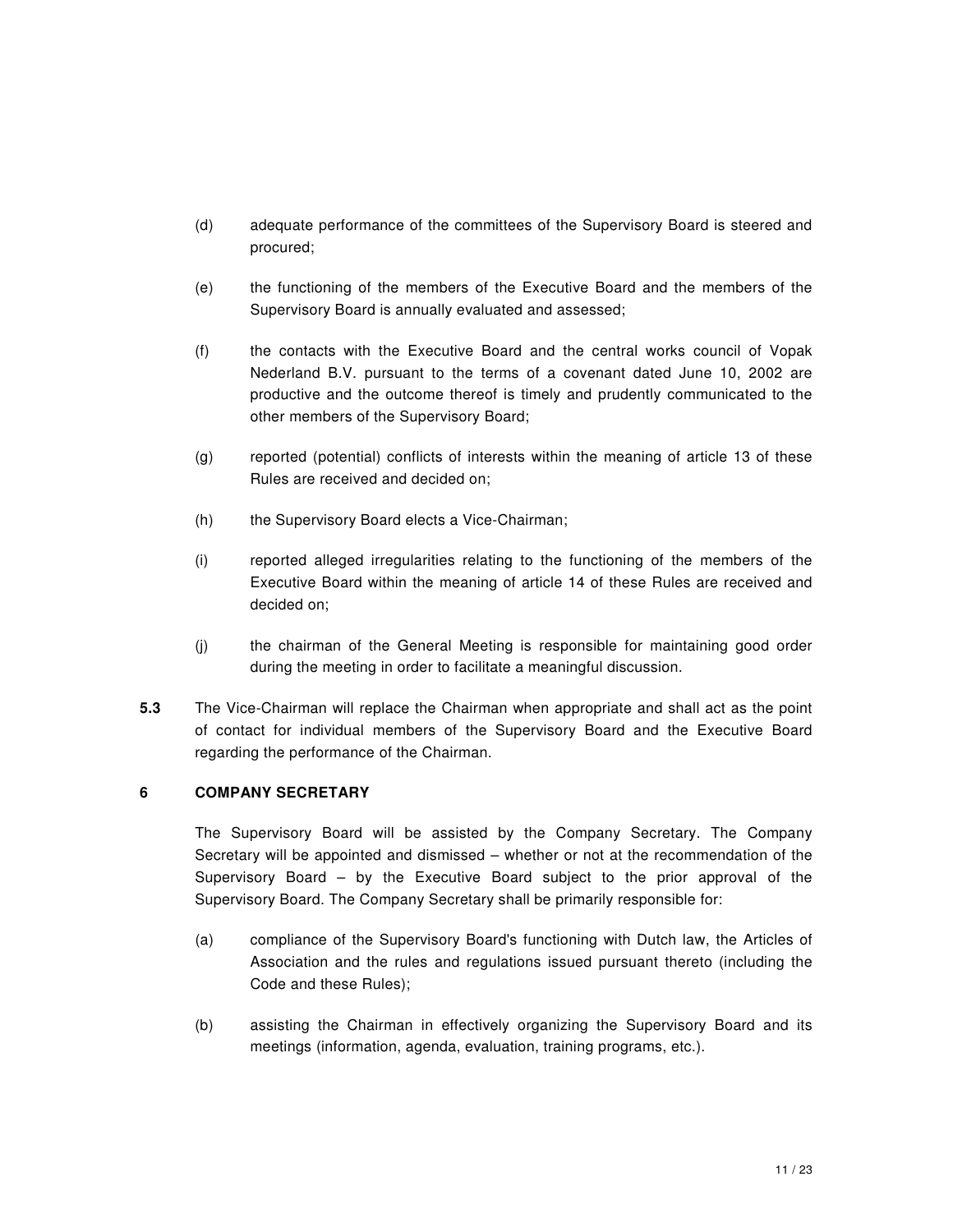(d) adequate performance of the committees of the Supervisory Board is steered and procured;

(e) the functioning of the members of the Executive Board and the members of the Supervisory Board is annually evaluated and assessed;

(f) the contacts with the Executive Board and the central works council of Vopak Nederland B.V. pursuant to the terms of a covenant dated June 10, 2002 are productive and the outcome thereof is timely and prudently communicated to the other members of the Supervisory Board;

(g) reported (potential) conflicts of interests within the meaning of article 13 of these Rules are received and decided on;

(h) the Supervisory Board elects a Vice-Chairman;

(i) reported alleged irregularities relating to the functioning of the members of the Executive Board within the meaning of article 14 of these Rules are received and decided on;

(j) the chairman of the General Meeting is responsible for maintaining good order during the meeting in order to facilitate a meaningful discussion.

**5.3** The Vice-Chairman will replace the Chairman when appropriate and shall act as the point of contact for individual members of the Supervisory Board and the Executive Board regarding the performance of the Chairman.

## 6 COMPANY SECRETARY

The Supervisory Board will be assisted by the Company Secretary. The Company Secretary will be appointed and dismissed – whether or not at the recommendation of the Supervisory Board – by the Executive Board subject to the prior approval of the Supervisory Board. The Company Secretary shall be primarily responsible for:

(a) compliance of the Supervisory Board's functioning with Dutch law, the Articles of Association and the rules and regulations issued pursuant thereto (including the Code and these Rules);

(b) assisting the Chairman in effectively organizing the Supervisory Board and its meetings (information, agenda, evaluation, training programs, etc.).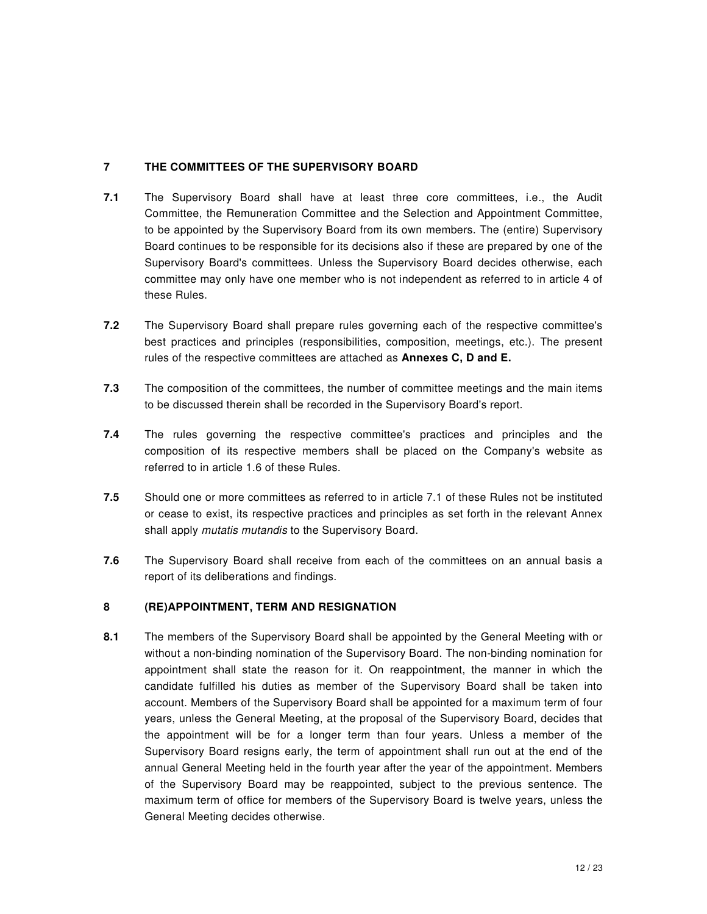## 7 THE COMMITTEES OF THE SUPERVISORY BOARD

**7.1** The Supervisory Board shall have at least three core committees, i.e., the Audit Committee, the Remuneration Committee and the Selection and Appointment Committee, to be appointed by the Supervisory Board from its own members. The (entire) Supervisory Board continues to be responsible for its decisions also if these are prepared by one of the Supervisory Board's committees. Unless the Supervisory Board decides otherwise, each committee may only have one member who is not independent as referred to in article 4 of these Rules.

**7.2** The Supervisory Board shall prepare rules governing each of the respective committee's best practices and principles (responsibilities, composition, meetings, etc.). The present rules of the respective committees are attached as **Annexes C, D and E.**

**7.3** The composition of the committees, the number of committee meetings and the main items to be discussed therein shall be recorded in the Supervisory Board's report.

**7.4** The rules governing the respective committee's practices and principles and the composition of its respective members shall be placed on the Company's website as referred to in article 1.6 of these Rules.

**7.5** Should one or more committees as referred to in article 7.1 of these Rules not be instituted or cease to exist, its respective practices and principles as set forth in the relevant Annex shall apply *mutatis mutandis* to the Supervisory Board.

**7.6** The Supervisory Board shall receive from each of the committees on an annual basis a report of its deliberations and findings.

## 8 (RE)APPOINTMENT, TERM AND RESIGNATION

**8.1** The members of the Supervisory Board shall be appointed by the General Meeting with or without a non-binding nomination of the Supervisory Board. The non-binding nomination for appointment shall state the reason for it. On reappointment, the manner in which the candidate fulfilled his duties as member of the Supervisory Board shall be taken into account. Members of the Supervisory Board shall be appointed for a maximum term of four years, unless the General Meeting, at the proposal of the Supervisory Board, decides that the appointment will be for a longer term than four years. Unless a member of the Supervisory Board resigns early, the term of appointment shall run out at the end of the annual General Meeting held in the fourth year after the year of the appointment. Members of the Supervisory Board may be reappointed, subject to the previous sentence. The maximum term of office for members of the Supervisory Board is twelve years, unless the General Meeting decides otherwise.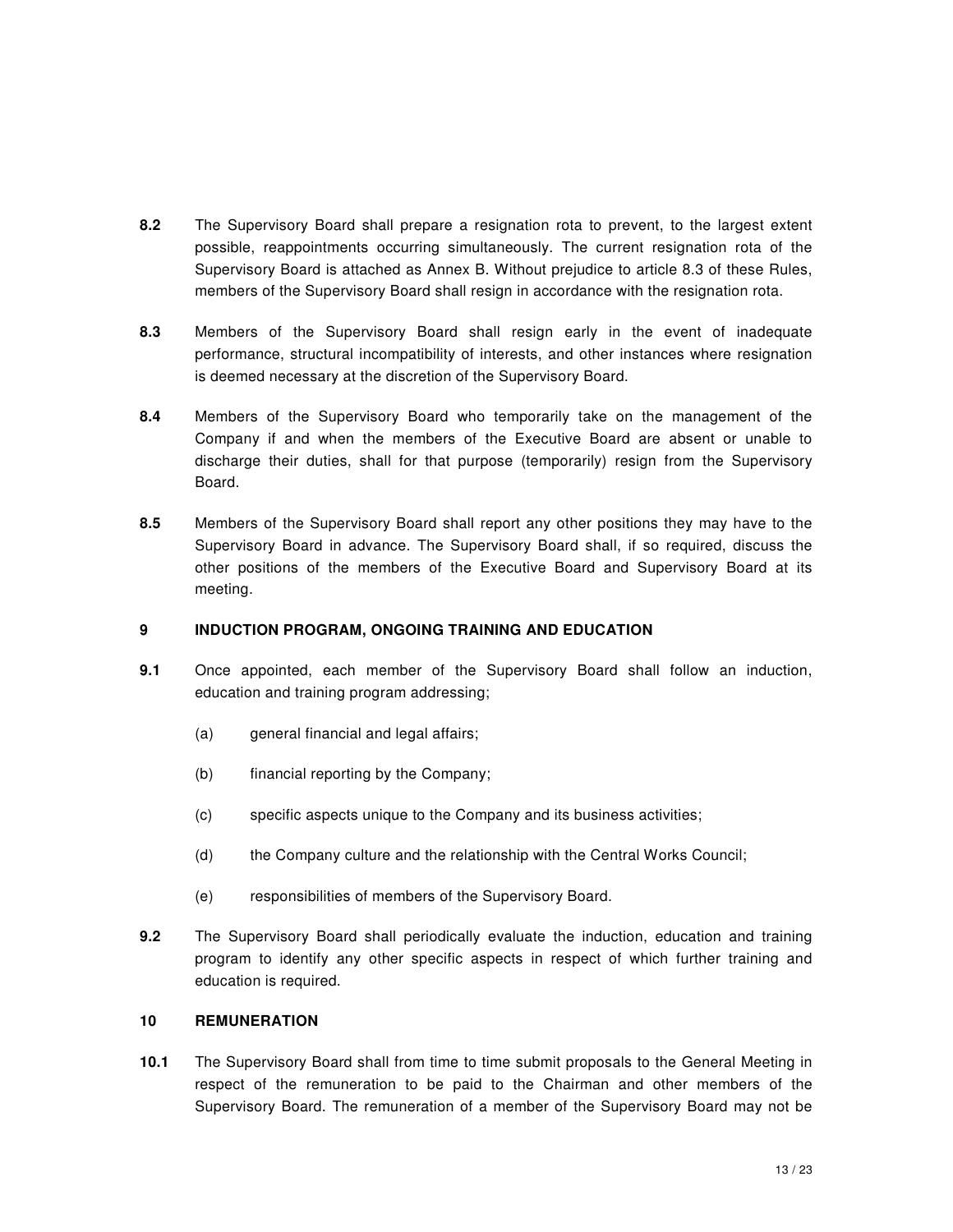**8.2** The Supervisory Board shall prepare a resignation rota to prevent, to the largest extent possible, reappointments occurring simultaneously. The current resignation rota of the Supervisory Board is attached as Annex B. Without prejudice to article 8.3 of these Rules, members of the Supervisory Board shall resign in accordance with the resignation rota.

**8.3** Members of the Supervisory Board shall resign early in the event of inadequate performance, structural incompatibility of interests, and other instances where resignation is deemed necessary at the discretion of the Supervisory Board.

**8.4** Members of the Supervisory Board who temporarily take on the management of the Company if and when the members of the Executive Board are absent or unable to discharge their duties, shall for that purpose (temporarily) resign from the Supervisory Board.

**8.5** Members of the Supervisory Board shall report any other positions they may have to the Supervisory Board in advance. The Supervisory Board shall, if so required, discuss the other positions of the members of the Executive Board and Supervisory Board at its meeting.

## 9 INDUCTION PROGRAM, ONGOING TRAINING AND EDUCATION

**9.1** Once appointed, each member of the Supervisory Board shall follow an induction, education and training program addressing;

(a) general financial and legal affairs;

(b) financial reporting by the Company;

(c) specific aspects unique to the Company and its business activities;

(d) the Company culture and the relationship with the Central Works Council;

(e) responsibilities of members of the Supervisory Board.

**9.2** The Supervisory Board shall periodically evaluate the induction, education and training program to identify any other specific aspects in respect of which further training and education is required.

## 10 REMUNERATION

**10.1** The Supervisory Board shall from time to time submit proposals to the General Meeting in respect of the remuneration to be paid to the Chairman and other members of the Supervisory Board. The remuneration of a member of the Supervisory Board may not be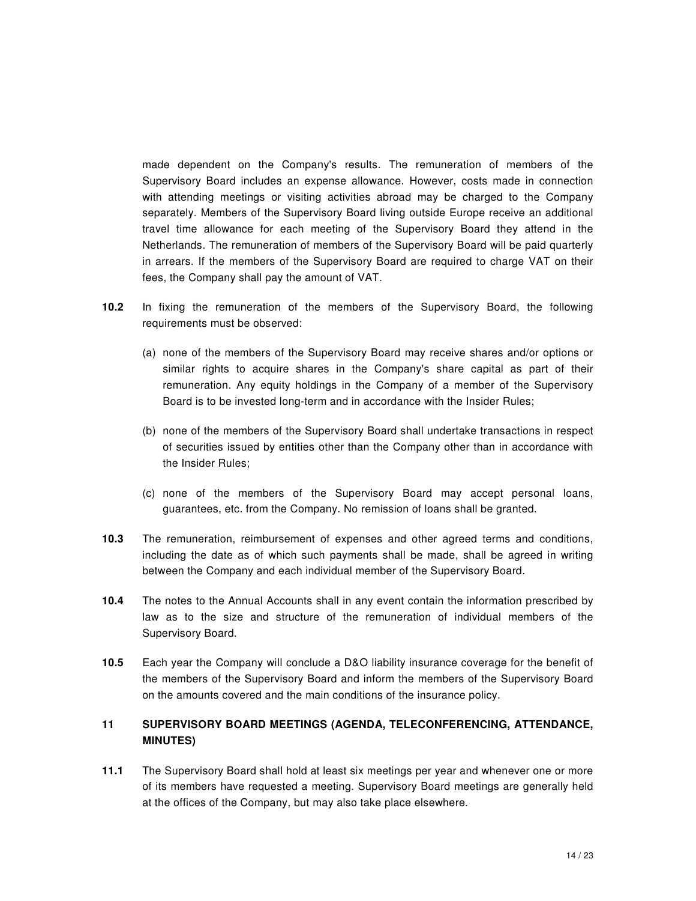made dependent on the Company's results. The remuneration of members of the Supervisory Board includes an expense allowance. However, costs made in connection with attending meetings or visiting activities abroad may be charged to the Company separately. Members of the Supervisory Board living outside Europe receive an additional travel time allowance for each meeting of the Supervisory Board they attend in the Netherlands. The remuneration of members of the Supervisory Board will be paid quarterly in arrears. If the members of the Supervisory Board are required to charge VAT on their fees, the Company shall pay the amount of VAT.

**10.2** In fixing the remuneration of the members of the Supervisory Board, the following requirements must be observed:

(a) none of the members of the Supervisory Board may receive shares and/or options or similar rights to acquire shares in the Company's share capital as part of their remuneration. Any equity holdings in the Company of a member of the Supervisory Board is to be invested long-term and in accordance with the Insider Rules;

(b) none of the members of the Supervisory Board shall undertake transactions in respect of securities issued by entities other than the Company other than in accordance with the Insider Rules;

(c) none of the members of the Supervisory Board may accept personal loans, guarantees, etc. from the Company. No remission of loans shall be granted.

**10.3** The remuneration, reimbursement of expenses and other agreed terms and conditions, including the date as of which such payments shall be made, shall be agreed in writing between the Company and each individual member of the Supervisory Board.

**10.4** The notes to the Annual Accounts shall in any event contain the information prescribed by law as to the size and structure of the remuneration of individual members of the Supervisory Board.

**10.5** Each year the Company will conclude a D&O liability insurance coverage for the benefit of the members of the Supervisory Board and inform the members of the Supervisory Board on the amounts covered and the main conditions of the insurance policy.

## 11 SUPERVISORY BOARD MEETINGS (AGENDA, TELECONFERENCING, ATTENDANCE, MINUTES)

**11.1** The Supervisory Board shall hold at least six meetings per year and whenever one or more of its members have requested a meeting. Supervisory Board meetings are generally held at the offices of the Company, but may also take place elsewhere.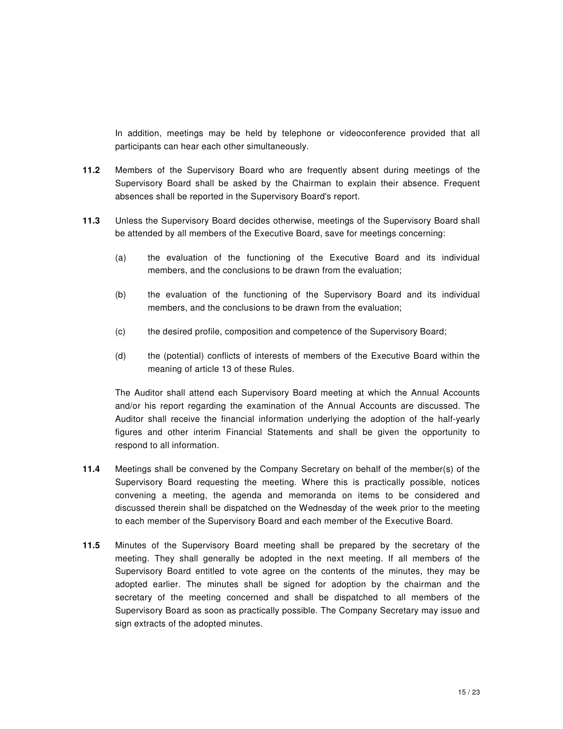In addition, meetings may be held by telephone or videoconference provided that all participants can hear each other simultaneously.

**11.2** Members of the Supervisory Board who are frequently absent during meetings of the Supervisory Board shall be asked by the Chairman to explain their absence. Frequent absences shall be reported in the Supervisory Board's report.

**11.3** Unless the Supervisory Board decides otherwise, meetings of the Supervisory Board shall be attended by all members of the Executive Board, save for meetings concerning:

(a) the evaluation of the functioning of the Executive Board and its individual members, and the conclusions to be drawn from the evaluation;

(b) the evaluation of the functioning of the Supervisory Board and its individual members, and the conclusions to be drawn from the evaluation;

(c) the desired profile, composition and competence of the Supervisory Board;

(d) the (potential) conflicts of interests of members of the Executive Board within the meaning of article 13 of these Rules.

The Auditor shall attend each Supervisory Board meeting at which the Annual Accounts and/or his report regarding the examination of the Annual Accounts are discussed. The Auditor shall receive the financial information underlying the adoption of the half-yearly figures and other interim Financial Statements and shall be given the opportunity to respond to all information.

**11.4** Meetings shall be convened by the Company Secretary on behalf of the member(s) of the Supervisory Board requesting the meeting. Where this is practically possible, notices convening a meeting, the agenda and memoranda on items to be considered and discussed therein shall be dispatched on the Wednesday of the week prior to the meeting to each member of the Supervisory Board and each member of the Executive Board.

**11.5** Minutes of the Supervisory Board meeting shall be prepared by the secretary of the meeting. They shall generally be adopted in the next meeting. If all members of the Supervisory Board entitled to vote agree on the contents of the minutes, they may be adopted earlier. The minutes shall be signed for adoption by the chairman and the secretary of the meeting concerned and shall be dispatched to all members of the Supervisory Board as soon as practically possible. The Company Secretary may issue and sign extracts of the adopted minutes.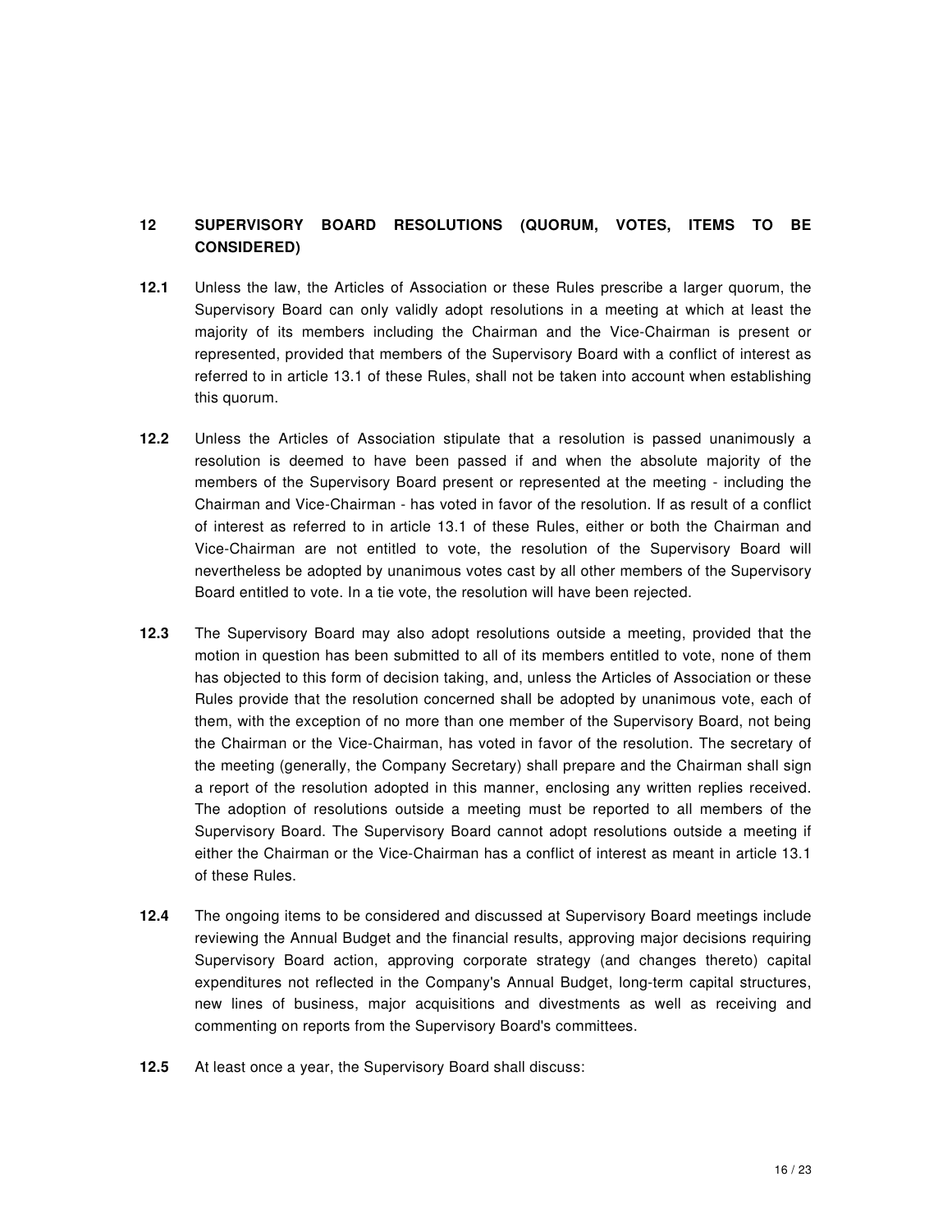## 12 SUPERVISORY BOARD RESOLUTIONS (QUORUM, VOTES, ITEMS TO BE CONSIDERED)

**12.1** Unless the law, the Articles of Association or these Rules prescribe a larger quorum, the Supervisory Board can only validly adopt resolutions in a meeting at which at least the majority of its members including the Chairman and the Vice-Chairman is present or represented, provided that members of the Supervisory Board with a conflict of interest as referred to in article 13.1 of these Rules, shall not be taken into account when establishing this quorum.

**12.2** Unless the Articles of Association stipulate that a resolution is passed unanimously a resolution is deemed to have been passed if and when the absolute majority of the members of the Supervisory Board present or represented at the meeting - including the Chairman and Vice-Chairman - has voted in favor of the resolution. If as result of a conflict of interest as referred to in article 13.1 of these Rules, either or both the Chairman and Vice-Chairman are not entitled to vote, the resolution of the Supervisory Board will nevertheless be adopted by unanimous votes cast by all other members of the Supervisory Board entitled to vote. In a tie vote, the resolution will have been rejected.

**12.3** The Supervisory Board may also adopt resolutions outside a meeting, provided that the motion in question has been submitted to all of its members entitled to vote, none of them has objected to this form of decision taking, and, unless the Articles of Association or these Rules provide that the resolution concerned shall be adopted by unanimous vote, each of them, with the exception of no more than one member of the Supervisory Board, not being the Chairman or the Vice-Chairman, has voted in favor of the resolution. The secretary of the meeting (generally, the Company Secretary) shall prepare and the Chairman shall sign a report of the resolution adopted in this manner, enclosing any written replies received. The adoption of resolutions outside a meeting must be reported to all members of the Supervisory Board. The Supervisory Board cannot adopt resolutions outside a meeting if either the Chairman or the Vice-Chairman has a conflict of interest as meant in article 13.1 of these Rules.

**12.4** The ongoing items to be considered and discussed at Supervisory Board meetings include reviewing the Annual Budget and the financial results, approving major decisions requiring Supervisory Board action, approving corporate strategy (and changes thereto) capital expenditures not reflected in the Company's Annual Budget, long-term capital structures, new lines of business, major acquisitions and divestments as well as receiving and commenting on reports from the Supervisory Board's committees.

**12.5** At least once a year, the Supervisory Board shall discuss: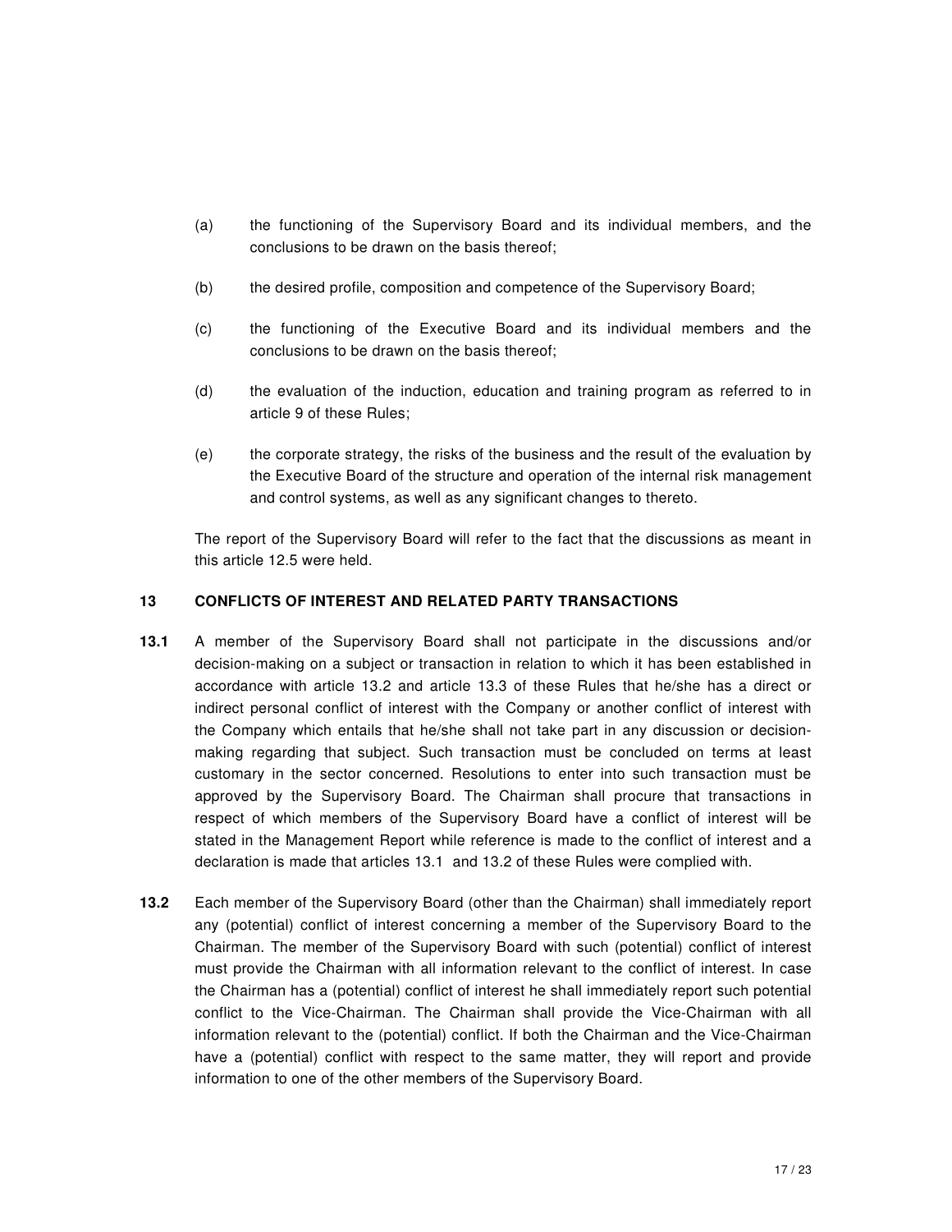(a) the functioning of the Supervisory Board and its individual members, and the conclusions to be drawn on the basis thereof;

(b) the desired profile, composition and competence of the Supervisory Board;

(c) the functioning of the Executive Board and its individual members and the conclusions to be drawn on the basis thereof;

(d) the evaluation of the induction, education and training program as referred to in article 9 of these Rules;

(e) the corporate strategy, the risks of the business and the result of the evaluation by the Executive Board of the structure and operation of the internal risk management and control systems, as well as any significant changes to thereto.

The report of the Supervisory Board will refer to the fact that the discussions as meant in this article 12.5 were held.

## 13 CONFLICTS OF INTEREST AND RELATED PARTY TRANSACTIONS

**13.1** A member of the Supervisory Board shall not participate in the discussions and/or decision-making on a subject or transaction in relation to which it has been established in accordance with article 13.2 and article 13.3 of these Rules that he/she has a direct or indirect personal conflict of interest with the Company or another conflict of interest with the Company which entails that he/she shall not take part in any discussion or decision-making regarding that subject. Such transaction must be concluded on terms at least customary in the sector concerned. Resolutions to enter into such transaction must be approved by the Supervisory Board. The Chairman shall procure that transactions in respect of which members of the Supervisory Board have a conflict of interest will be stated in the Management Report while reference is made to the conflict of interest and a declaration is made that articles 13.1 and 13.2 of these Rules were complied with.

**13.2** Each member of the Supervisory Board (other than the Chairman) shall immediately report any (potential) conflict of interest concerning a member of the Supervisory Board to the Chairman. The member of the Supervisory Board with such (potential) conflict of interest must provide the Chairman with all information relevant to the conflict of interest. In case the Chairman has a (potential) conflict of interest he shall immediately report such potential conflict to the Vice-Chairman. The Chairman shall provide the Vice-Chairman with all information relevant to the (potential) conflict. If both the Chairman and the Vice-Chairman have a (potential) conflict with respect to the same matter, they will report and provide information to one of the other members of the Supervisory Board.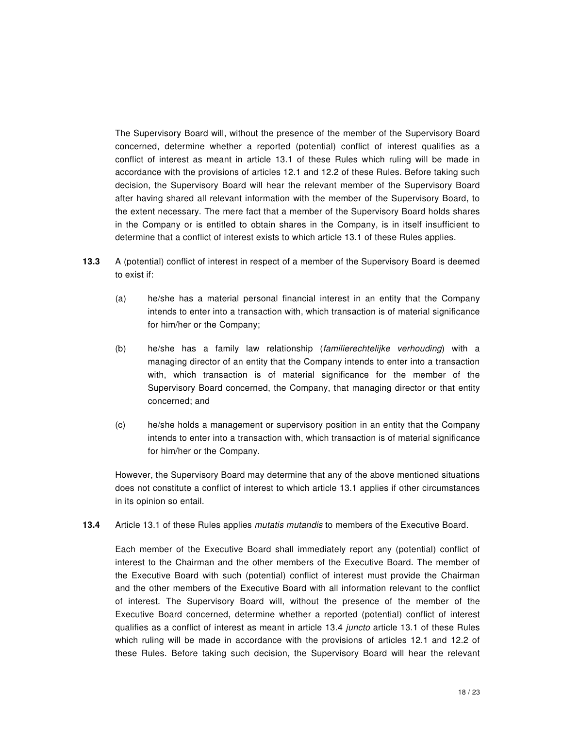The Supervisory Board will, without the presence of the member of the Supervisory Board concerned, determine whether a reported (potential) conflict of interest qualifies as a conflict of interest as meant in article 13.1 of these Rules which ruling will be made in accordance with the provisions of articles 12.1 and 12.2 of these Rules. Before taking such decision, the Supervisory Board will hear the relevant member of the Supervisory Board after having shared all relevant information with the member of the Supervisory Board, to the extent necessary. The mere fact that a member of the Supervisory Board holds shares in the Company or is entitled to obtain shares in the Company, is in itself insufficient to determine that a conflict of interest exists to which article 13.1 of these Rules applies.

**13.3** A (potential) conflict of interest in respect of a member of the Supervisory Board is deemed to exist if:

(a) he/she has a material personal financial interest in an entity that the Company intends to enter into a transaction with, which transaction is of material significance for him/her or the Company;

(b) he/she has a family law relationship (*familierechtelijke verhouding*) with a managing director of an entity that the Company intends to enter into a transaction with, which transaction is of material significance for the member of the Supervisory Board concerned, the Company, that managing director or that entity concerned; and

(c) he/she holds a management or supervisory position in an entity that the Company intends to enter into a transaction with, which transaction is of material significance for him/her or the Company.

However, the Supervisory Board may determine that any of the above mentioned situations does not constitute a conflict of interest to which article 13.1 applies if other circumstances in its opinion so entail.

**13.4** Article 13.1 of these Rules applies *mutatis mutandis* to members of the Executive Board.

Each member of the Executive Board shall immediately report any (potential) conflict of interest to the Chairman and the other members of the Executive Board. The member of the Executive Board with such (potential) conflict of interest must provide the Chairman and the other members of the Executive Board with all information relevant to the conflict of interest. The Supervisory Board will, without the presence of the member of the Executive Board concerned, determine whether a reported (potential) conflict of interest qualifies as a conflict of interest as meant in article 13.4 *juncto* article 13.1 of these Rules which ruling will be made in accordance with the provisions of articles 12.1 and 12.2 of these Rules. Before taking such decision, the Supervisory Board will hear the relevant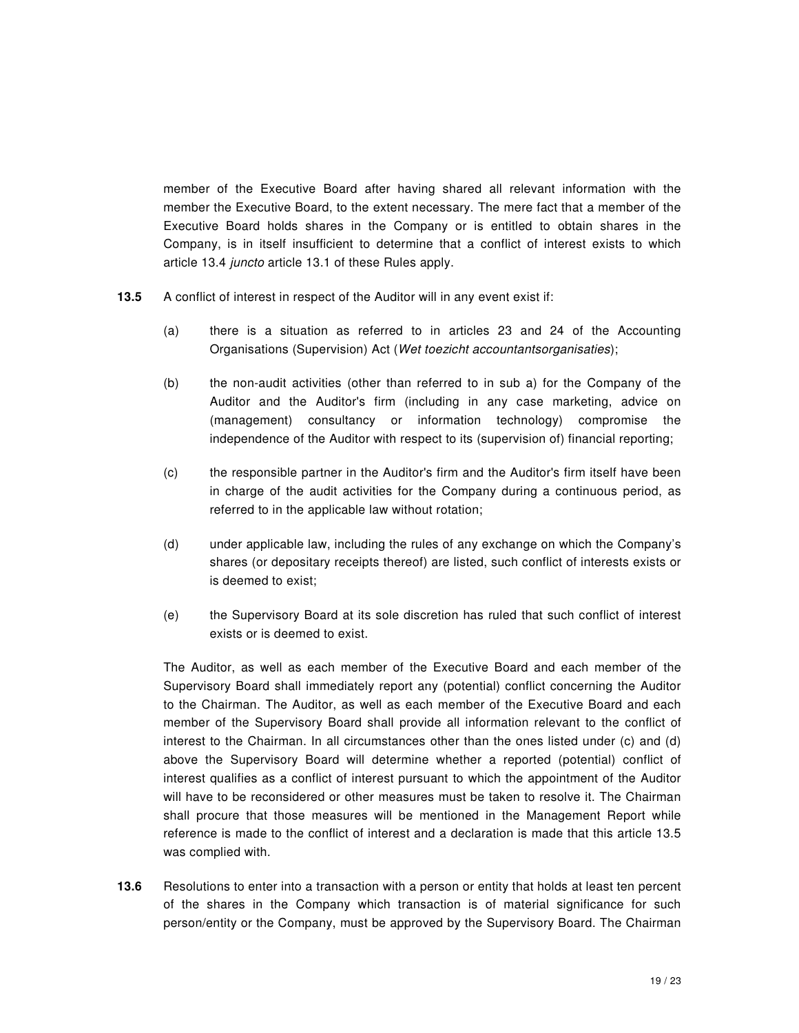member of the Executive Board after having shared all relevant information with the member the Executive Board, to the extent necessary. The mere fact that a member of the Executive Board holds shares in the Company or is entitled to obtain shares in the Company, is in itself insufficient to determine that a conflict of interest exists to which article 13.4 *juncto* article 13.1 of these Rules apply.

**13.5** A conflict of interest in respect of the Auditor will in any event exist if:

(a) there is a situation as referred to in articles 23 and 24 of the Accounting Organisations (Supervision) Act (*Wet toezicht accountantsorganisaties*);

(b) the non-audit activities (other than referred to in sub a) for the Company of the Auditor and the Auditor's firm (including in any case marketing, advice on (management) consultancy or information technology) compromise the independence of the Auditor with respect to its (supervision of) financial reporting;

(c) the responsible partner in the Auditor's firm and the Auditor's firm itself have been in charge of the audit activities for the Company during a continuous period, as referred to in the applicable law without rotation;

(d) under applicable law, including the rules of any exchange on which the Company's shares (or depositary receipts thereof) are listed, such conflict of interests exists or is deemed to exist;

(e) the Supervisory Board at its sole discretion has ruled that such conflict of interest exists or is deemed to exist.

The Auditor, as well as each member of the Executive Board and each member of the Supervisory Board shall immediately report any (potential) conflict concerning the Auditor to the Chairman. The Auditor, as well as each member of the Executive Board and each member of the Supervisory Board shall provide all information relevant to the conflict of interest to the Chairman. In all circumstances other than the ones listed under (c) and (d) above the Supervisory Board will determine whether a reported (potential) conflict of interest qualifies as a conflict of interest pursuant to which the appointment of the Auditor will have to be reconsidered or other measures must be taken to resolve it. The Chairman shall procure that those measures will be mentioned in the Management Report while reference is made to the conflict of interest and a declaration is made that this article 13.5 was complied with.

**13.6** Resolutions to enter into a transaction with a person or entity that holds at least ten percent of the shares in the Company which transaction is of material significance for such person/entity or the Company, must be approved by the Supervisory Board. The Chairman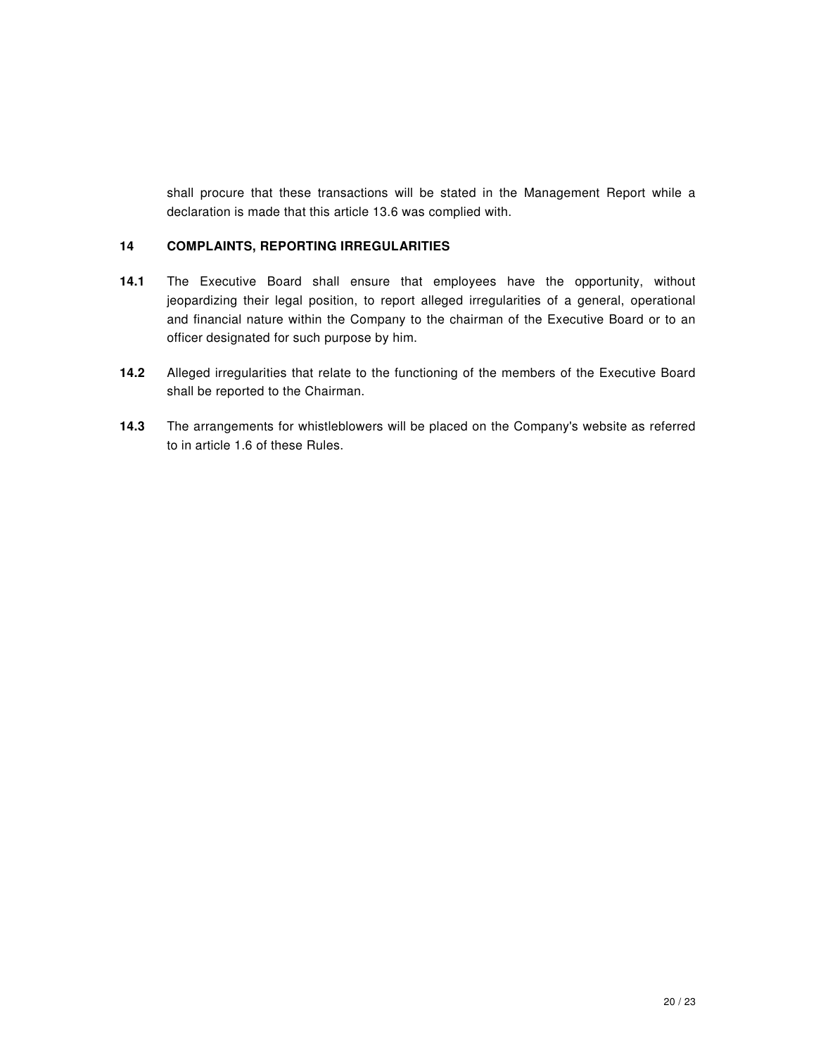shall procure that these transactions will be stated in the Management Report while a declaration is made that this article 13.6 was complied with.

## 14 COMPLAINTS, REPORTING IRREGULARITIES

**14.1** The Executive Board shall ensure that employees have the opportunity, without jeopardizing their legal position, to report alleged irregularities of a general, operational and financial nature within the Company to the chairman of the Executive Board or to an officer designated for such purpose by him.

**14.2** Alleged irregularities that relate to the functioning of the members of the Executive Board shall be reported to the Chairman.

**14.3** The arrangements for whistleblowers will be placed on the Company's website as referred to in article 1.6 of these Rules.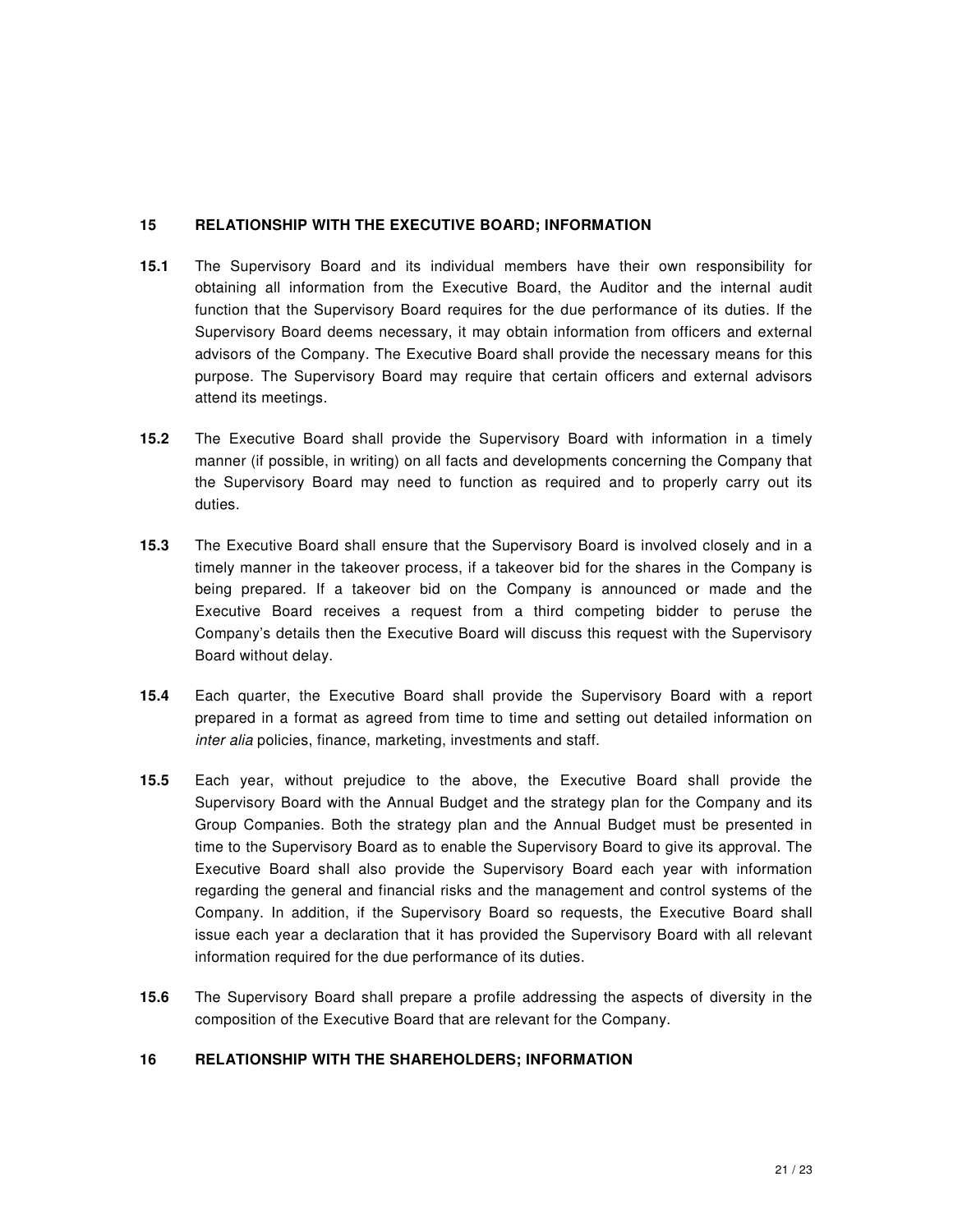## 15 RELATIONSHIP WITH THE EXECUTIVE BOARD; INFORMATION

**15.1** The Supervisory Board and its individual members have their own responsibility for obtaining all information from the Executive Board, the Auditor and the internal audit function that the Supervisory Board requires for the due performance of its duties. If the Supervisory Board deems necessary, it may obtain information from officers and external advisors of the Company. The Executive Board shall provide the necessary means for this purpose. The Supervisory Board may require that certain officers and external advisors attend its meetings.

**15.2** The Executive Board shall provide the Supervisory Board with information in a timely manner (if possible, in writing) on all facts and developments concerning the Company that the Supervisory Board may need to function as required and to properly carry out its duties.

**15.3** The Executive Board shall ensure that the Supervisory Board is involved closely and in a timely manner in the takeover process, if a takeover bid for the shares in the Company is being prepared. If a takeover bid on the Company is announced or made and the Executive Board receives a request from a third competing bidder to peruse the Company's details then the Executive Board will discuss this request with the Supervisory Board without delay.

**15.4** Each quarter, the Executive Board shall provide the Supervisory Board with a report prepared in a format as agreed from time to time and setting out detailed information on *inter alia* policies, finance, marketing, investments and staff.

**15.5** Each year, without prejudice to the above, the Executive Board shall provide the Supervisory Board with the Annual Budget and the strategy plan for the Company and its Group Companies. Both the strategy plan and the Annual Budget must be presented in time to the Supervisory Board as to enable the Supervisory Board to give its approval. The Executive Board shall also provide the Supervisory Board each year with information regarding the general and financial risks and the management and control systems of the Company. In addition, if the Supervisory Board so requests, the Executive Board shall issue each year a declaration that it has provided the Supervisory Board with all relevant information required for the due performance of its duties.

**15.6** The Supervisory Board shall prepare a profile addressing the aspects of diversity in the composition of the Executive Board that are relevant for the Company.

## 16 RELATIONSHIP WITH THE SHAREHOLDERS; INFORMATION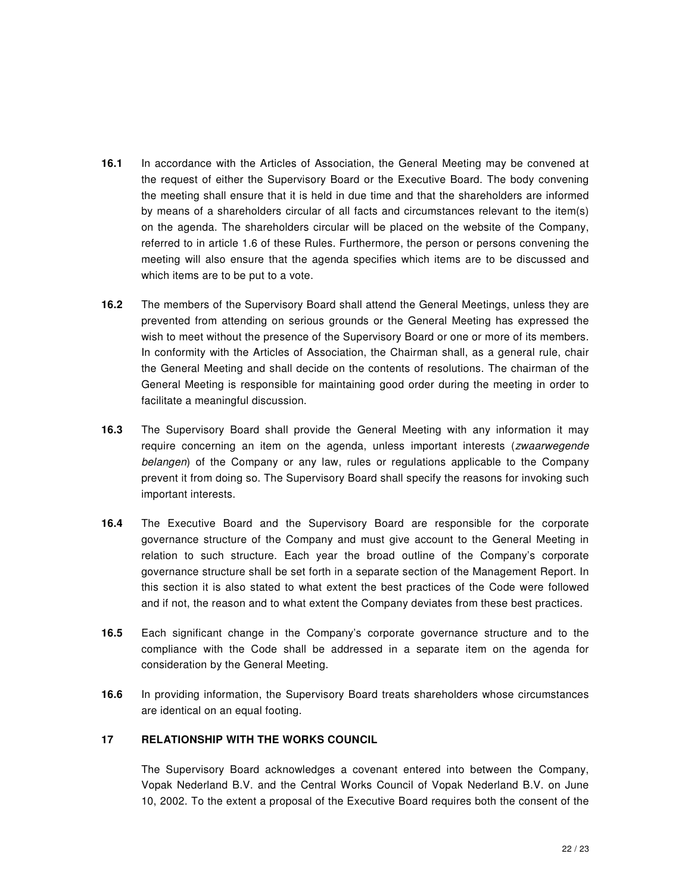**16.1** In accordance with the Articles of Association, the General Meeting may be convened at the request of either the Supervisory Board or the Executive Board. The body convening the meeting shall ensure that it is held in due time and that the shareholders are informed by means of a shareholders circular of all facts and circumstances relevant to the item(s) on the agenda. The shareholders circular will be placed on the website of the Company, referred to in article 1.6 of these Rules. Furthermore, the person or persons convening the meeting will also ensure that the agenda specifies which items are to be discussed and which items are to be put to a vote.

**16.2** The members of the Supervisory Board shall attend the General Meetings, unless they are prevented from attending on serious grounds or the General Meeting has expressed the wish to meet without the presence of the Supervisory Board or one or more of its members. In conformity with the Articles of Association, the Chairman shall, as a general rule, chair the General Meeting and shall decide on the contents of resolutions. The chairman of the General Meeting is responsible for maintaining good order during the meeting in order to facilitate a meaningful discussion.

**16.3** The Supervisory Board shall provide the General Meeting with any information it may require concerning an item on the agenda, unless important interests (*zwaarwegende belangen*) of the Company or any law, rules or regulations applicable to the Company prevent it from doing so. The Supervisory Board shall specify the reasons for invoking such important interests.

**16.4** The Executive Board and the Supervisory Board are responsible for the corporate governance structure of the Company and must give account to the General Meeting in relation to such structure. Each year the broad outline of the Company's corporate governance structure shall be set forth in a separate section of the Management Report. In this section it is also stated to what extent the best practices of the Code were followed and if not, the reason and to what extent the Company deviates from these best practices.

**16.5** Each significant change in the Company's corporate governance structure and to the compliance with the Code shall be addressed in a separate item on the agenda for consideration by the General Meeting.

**16.6** In providing information, the Supervisory Board treats shareholders whose circumstances are identical on an equal footing.

## 17 RELATIONSHIP WITH THE WORKS COUNCIL

The Supervisory Board acknowledges a covenant entered into between the Company, Vopak Nederland B.V. and the Central Works Council of Vopak Nederland B.V. on June 10, 2002. To the extent a proposal of the Executive Board requires both the consent of the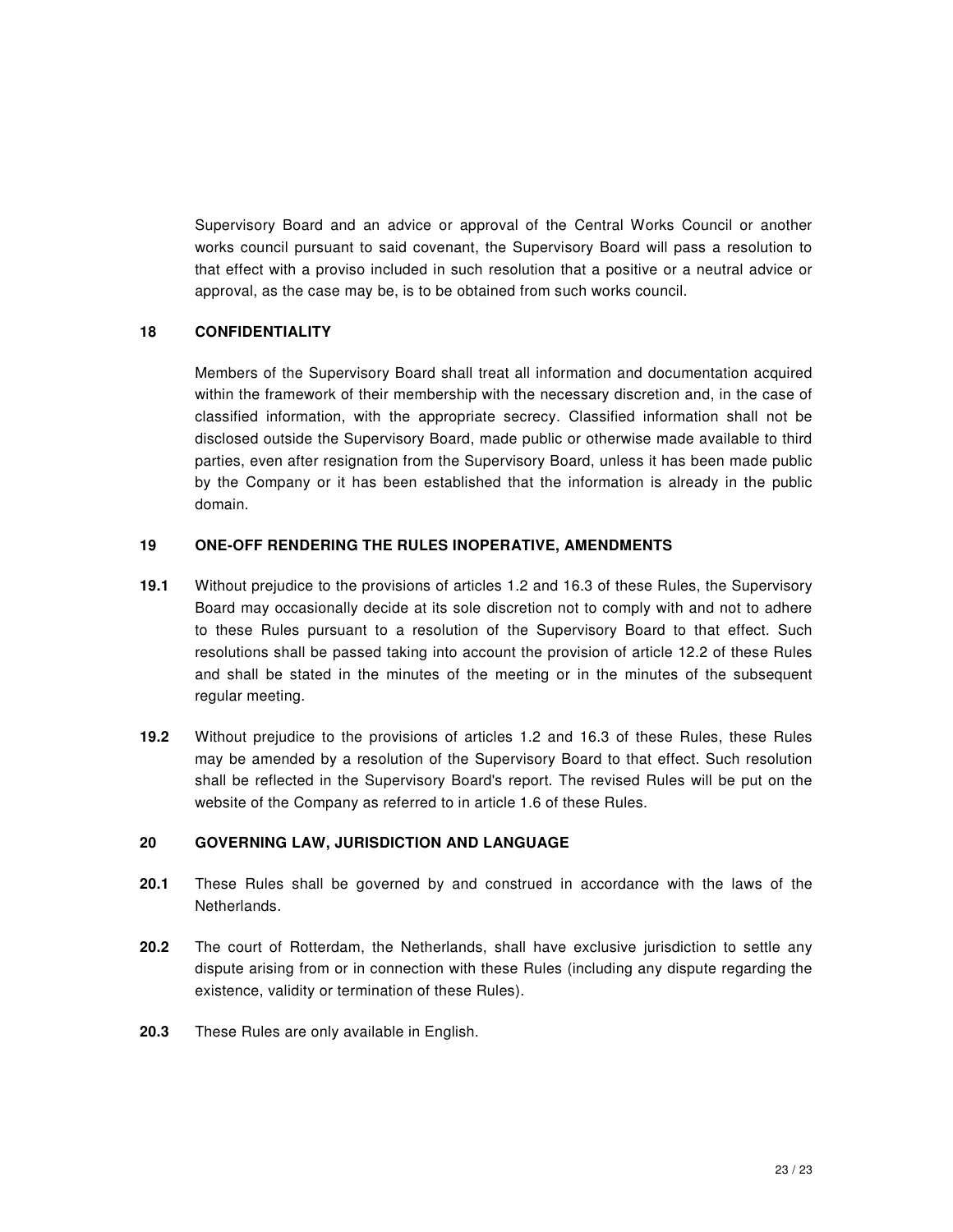Supervisory Board and an advice or approval of the Central Works Council or another works council pursuant to said covenant, the Supervisory Board will pass a resolution to that effect with a proviso included in such resolution that a positive or a neutral advice or approval, as the case may be, is to be obtained from such works council.

## 18 CONFIDENTIALITY

Members of the Supervisory Board shall treat all information and documentation acquired within the framework of their membership with the necessary discretion and, in the case of classified information, with the appropriate secrecy. Classified information shall not be disclosed outside the Supervisory Board, made public or otherwise made available to third parties, even after resignation from the Supervisory Board, unless it has been made public by the Company or it has been established that the information is already in the public domain.

## 19 ONE-OFF RENDERING THE RULES INOPERATIVE, AMENDMENTS

**19.1** Without prejudice to the provisions of articles 1.2 and 16.3 of these Rules, the Supervisory Board may occasionally decide at its sole discretion not to comply with and not to adhere to these Rules pursuant to a resolution of the Supervisory Board to that effect. Such resolutions shall be passed taking into account the provision of article 12.2 of these Rules and shall be stated in the minutes of the meeting or in the minutes of the subsequent regular meeting.

**19.2** Without prejudice to the provisions of articles 1.2 and 16.3 of these Rules, these Rules may be amended by a resolution of the Supervisory Board to that effect. Such resolution shall be reflected in the Supervisory Board's report. The revised Rules will be put on the website of the Company as referred to in article 1.6 of these Rules.

## 20 GOVERNING LAW, JURISDICTION AND LANGUAGE

**20.1** These Rules shall be governed by and construed in accordance with the laws of the Netherlands.

**20.2** The court of Rotterdam, the Netherlands, shall have exclusive jurisdiction to settle any dispute arising from or in connection with these Rules (including any dispute regarding the existence, validity or termination of these Rules).

**20.3** These Rules are only available in English.